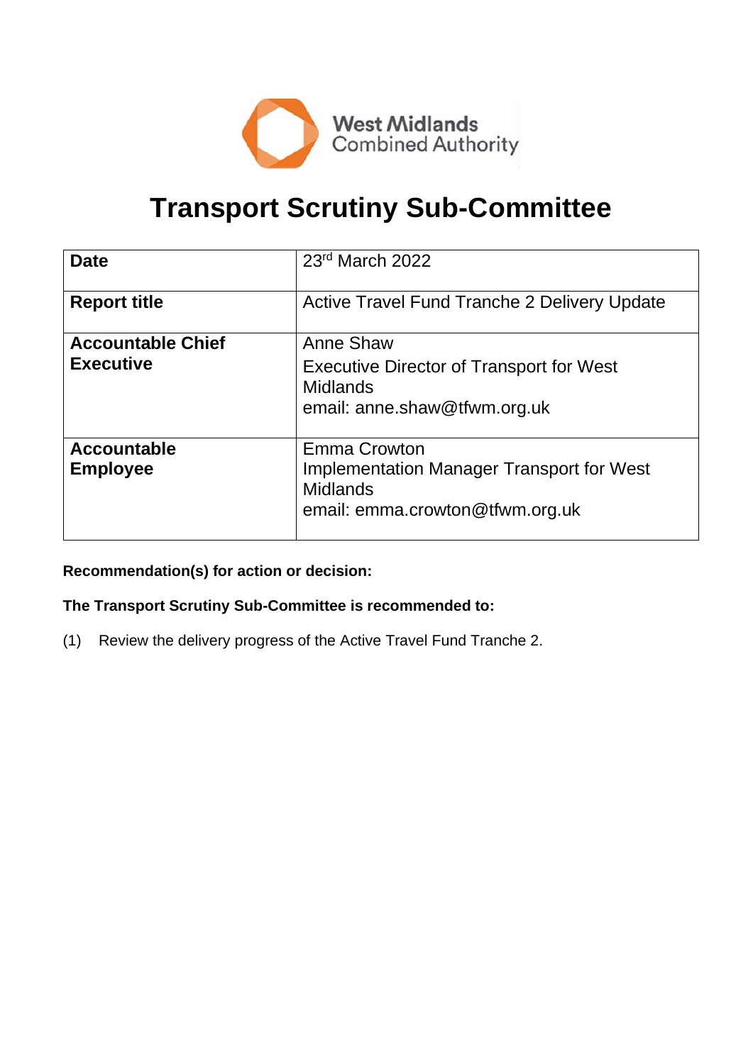West Midlands Combined Authority

# Transport Scrutiny Sub-Committee

| **Date** | 23rd March 2022 |
| --- | --- |
| **Report title** | Active Travel Fund Tranche 2 Delivery Update |
| **Accountable Chief Executive** | Anne Shaw<br>Executive Director of Transport for West Midlands<br>email: anne.shaw@tfwm.org.uk |
| **Accountable Employee** | Emma Crowton<br>Implementation Manager Transport for West Midlands<br>email: emma.crowton@tfwm.org.uk |

**Recommendation(s) for action or decision:**

**The Transport Scrutiny Sub-Committee is recommended to:**

(1) Review the delivery progress of the Active Travel Fund Tranche 2.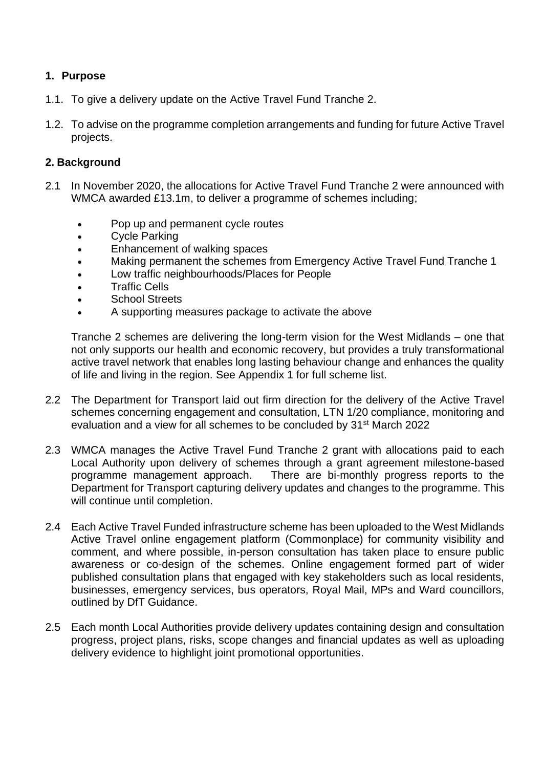## 1. Purpose

1.1. To give a delivery update on the Active Travel Fund Tranche 2.

1.2. To advise on the programme completion arrangements and funding for future Active Travel projects.

## 2. Background

2.1 In November 2020, the allocations for Active Travel Fund Tranche 2 were announced with WMCA awarded £13.1m, to deliver a programme of schemes including;

- Pop up and permanent cycle routes
- Cycle Parking
- Enhancement of walking spaces
- Making permanent the schemes from Emergency Active Travel Fund Tranche 1
- Low traffic neighbourhoods/Places for People
- Traffic Cells
- School Streets
- A supporting measures package to activate the above

Tranche 2 schemes are delivering the long-term vision for the West Midlands – one that not only supports our health and economic recovery, but provides a truly transformational active travel network that enables long lasting behaviour change and enhances the quality of life and living in the region. See Appendix 1 for full scheme list.

2.2 The Department for Transport laid out firm direction for the delivery of the Active Travel schemes concerning engagement and consultation, LTN 1/20 compliance, monitoring and evaluation and a view for all schemes to be concluded by 31st March 2022

2.3 WMCA manages the Active Travel Fund Tranche 2 grant with allocations paid to each Local Authority upon delivery of schemes through a grant agreement milestone-based programme management approach. There are bi-monthly progress reports to the Department for Transport capturing delivery updates and changes to the programme. This will continue until completion.

2.4 Each Active Travel Funded infrastructure scheme has been uploaded to the West Midlands Active Travel online engagement platform (Commonplace) for community visibility and comment, and where possible, in-person consultation has taken place to ensure public awareness or co-design of the schemes. Online engagement formed part of wider published consultation plans that engaged with key stakeholders such as local residents, businesses, emergency services, bus operators, Royal Mail, MPs and Ward councillors, outlined by DfT Guidance.

2.5 Each month Local Authorities provide delivery updates containing design and consultation progress, project plans, risks, scope changes and financial updates as well as uploading delivery evidence to highlight joint promotional opportunities.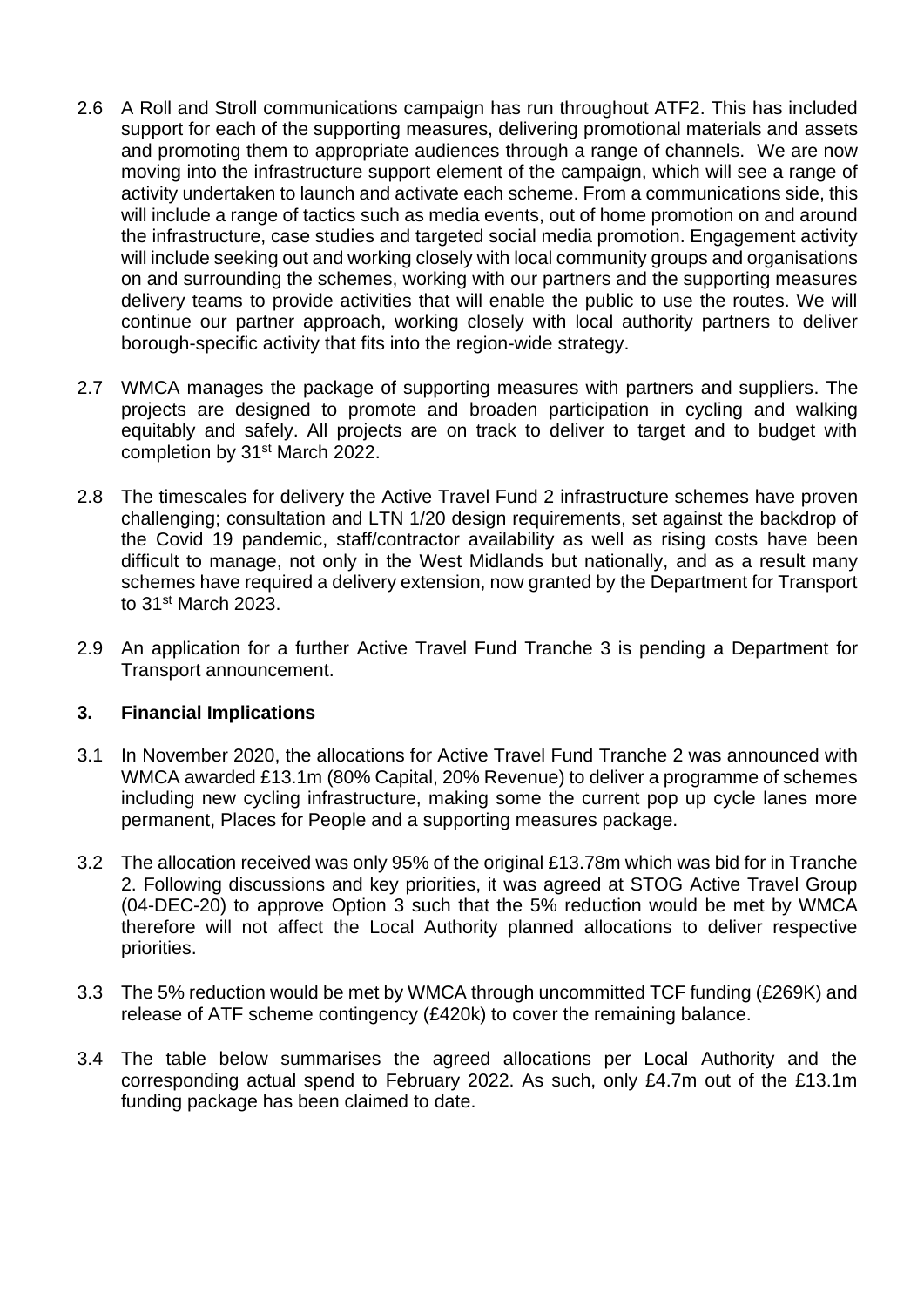2.6 A Roll and Stroll communications campaign has run throughout ATF2. This has included support for each of the supporting measures, delivering promotional materials and assets and promoting them to appropriate audiences through a range of channels. We are now moving into the infrastructure support element of the campaign, which will see a range of activity undertaken to launch and activate each scheme. From a communications side, this will include a range of tactics such as media events, out of home promotion on and around the infrastructure, case studies and targeted social media promotion. Engagement activity will include seeking out and working closely with local community groups and organisations on and surrounding the schemes, working with our partners and the supporting measures delivery teams to provide activities that will enable the public to use the routes. We will continue our partner approach, working closely with local authority partners to deliver borough-specific activity that fits into the region-wide strategy.

2.7 WMCA manages the package of supporting measures with partners and suppliers. The projects are designed to promote and broaden participation in cycling and walking equitably and safely. All projects are on track to deliver to target and to budget with completion by 31st March 2022.

2.8 The timescales for delivery the Active Travel Fund 2 infrastructure schemes have proven challenging; consultation and LTN 1/20 design requirements, set against the backdrop of the Covid 19 pandemic, staff/contractor availability as well as rising costs have been difficult to manage, not only in the West Midlands but nationally, and as a result many schemes have required a delivery extension, now granted by the Department for Transport to 31st March 2023.

2.9 An application for a further Active Travel Fund Tranche 3 is pending a Department for Transport announcement.

## 3. Financial Implications

3.1 In November 2020, the allocations for Active Travel Fund Tranche 2 was announced with WMCA awarded £13.1m (80% Capital, 20% Revenue) to deliver a programme of schemes including new cycling infrastructure, making some the current pop up cycle lanes more permanent, Places for People and a supporting measures package.

3.2 The allocation received was only 95% of the original £13.78m which was bid for in Tranche 2. Following discussions and key priorities, it was agreed at STOG Active Travel Group (04-DEC-20) to approve Option 3 such that the 5% reduction would be met by WMCA therefore will not affect the Local Authority planned allocations to deliver respective priorities.

3.3 The 5% reduction would be met by WMCA through uncommitted TCF funding (£269K) and release of ATF scheme contingency (£420k) to cover the remaining balance.

3.4 The table below summarises the agreed allocations per Local Authority and the corresponding actual spend to February 2022. As such, only £4.7m out of the £13.1m funding package has been claimed to date.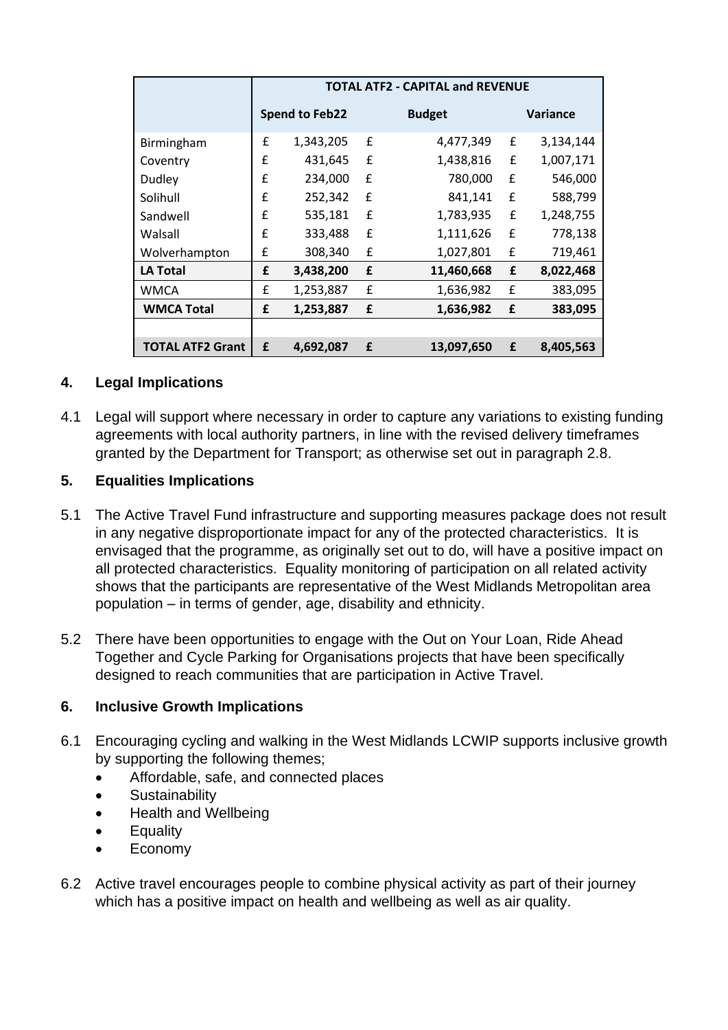| | TOTAL ATF2 - CAPITAL and REVENUE | | |
|---|---|---|---|
| | Spend to Feb22 | Budget | Variance |
| Birmingham | £ 1,343,205 | £ 4,477,349 | £ 3,134,144 |
| Coventry | £ 431,645 | £ 1,438,816 | £ 1,007,171 |
| Dudley | £ 234,000 | £ 780,000 | £ 546,000 |
| Solihull | £ 252,342 | £ 841,141 | £ 588,799 |
| Sandwell | £ 535,181 | £ 1,783,935 | £ 1,248,755 |
| Walsall | £ 333,488 | £ 1,111,626 | £ 778,138 |
| Wolverhampton | £ 308,340 | £ 1,027,801 | £ 719,461 |
| **LA Total** | **£ 3,438,200** | **£ 11,460,668** | **£ 8,022,468** |
| WMCA | £ 1,253,887 | £ 1,636,982 | £ 383,095 |
| **WMCA Total** | **£ 1,253,887** | **£ 1,636,982** | **£ 383,095** |
| | | | |
| **TOTAL ATF2 Grant** | **£ 4,692,087** | **£ 13,097,650** | **£ 8,405,563** |

## 4. Legal Implications

4.1 Legal will support where necessary in order to capture any variations to existing funding agreements with local authority partners, in line with the revised delivery timeframes granted by the Department for Transport; as otherwise set out in paragraph 2.8.

## 5. Equalities Implications

5.1 The Active Travel Fund infrastructure and supporting measures package does not result in any negative disproportionate impact for any of the protected characteristics. It is envisaged that the programme, as originally set out to do, will have a positive impact on all protected characteristics. Equality monitoring of participation on all related activity shows that the participants are representative of the West Midlands Metropolitan area population – in terms of gender, age, disability and ethnicity.

5.2 There have been opportunities to engage with the Out on Your Loan, Ride Ahead Together and Cycle Parking for Organisations projects that have been specifically designed to reach communities that are participation in Active Travel.

## 6. Inclusive Growth Implications

6.1 Encouraging cycling and walking in the West Midlands LCWIP supports inclusive growth by supporting the following themes;

- Affordable, safe, and connected places
- Sustainability
- Health and Wellbeing
- Equality
- Economy

6.2 Active travel encourages people to combine physical activity as part of their journey which has a positive impact on health and wellbeing as well as air quality.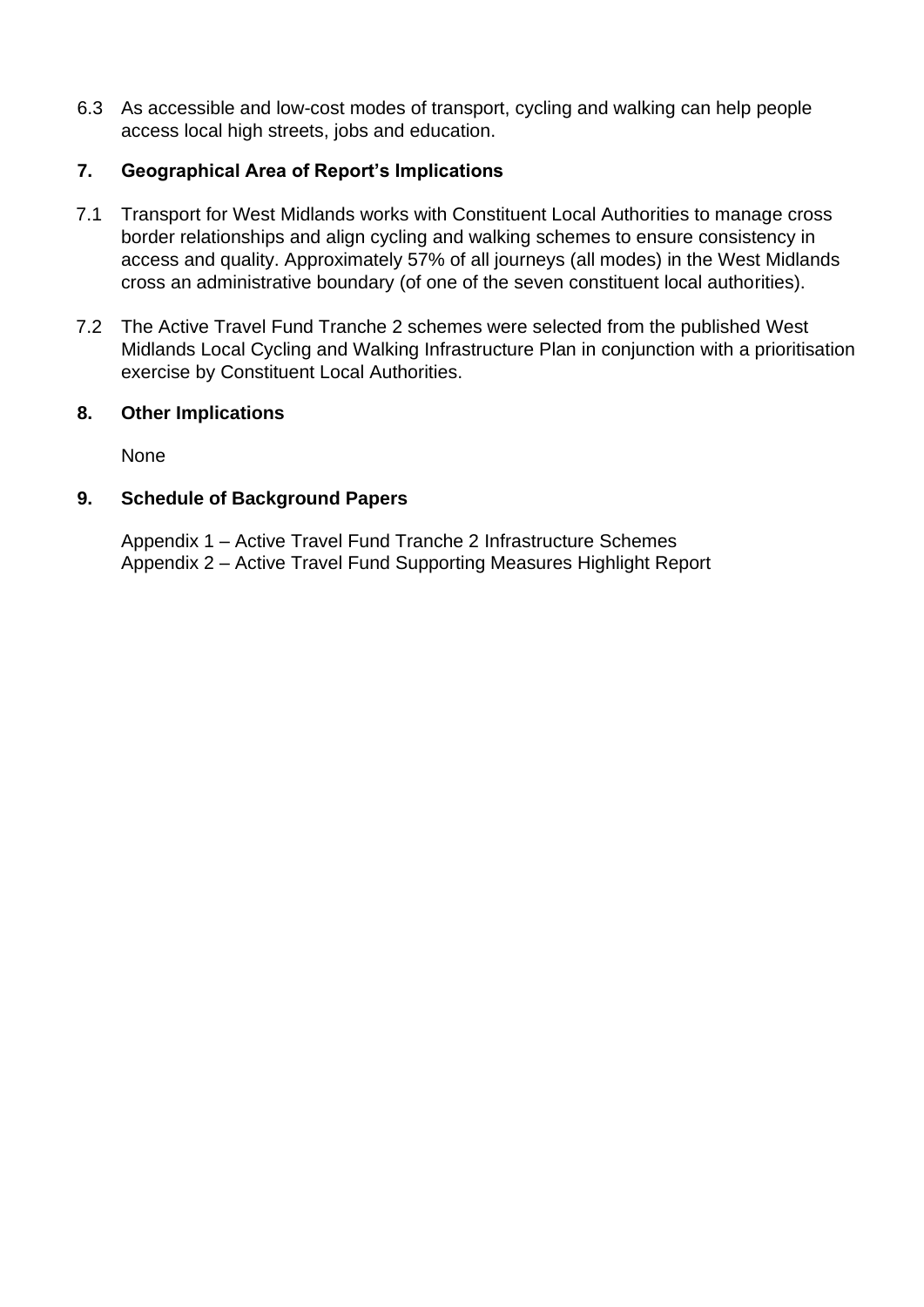6.3 As accessible and low-cost modes of transport, cycling and walking can help people access local high streets, jobs and education.

## 7. Geographical Area of Report's Implications

7.1 Transport for West Midlands works with Constituent Local Authorities to manage cross border relationships and align cycling and walking schemes to ensure consistency in access and quality. Approximately 57% of all journeys (all modes) in the West Midlands cross an administrative boundary (of one of the seven constituent local authorities).

7.2 The Active Travel Fund Tranche 2 schemes were selected from the published West Midlands Local Cycling and Walking Infrastructure Plan in conjunction with a prioritisation exercise by Constituent Local Authorities.

## 8. Other Implications

None

## 9. Schedule of Background Papers

Appendix 1 – Active Travel Fund Tranche 2 Infrastructure Schemes
Appendix 2 – Active Travel Fund Supporting Measures Highlight Report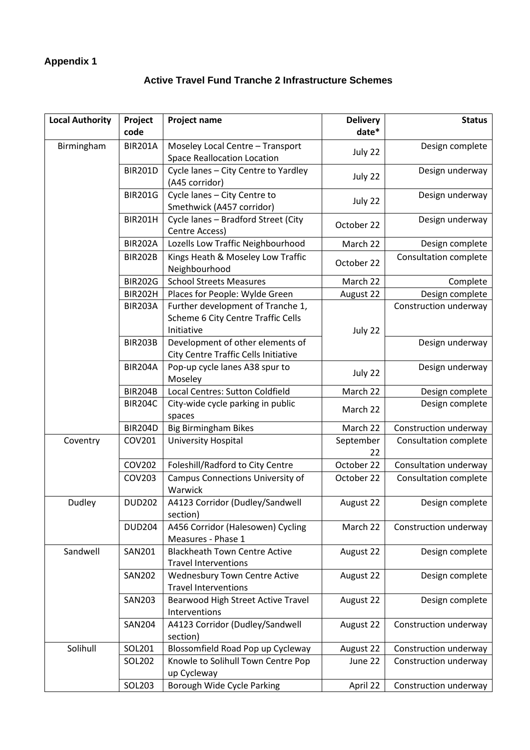**Appendix 1**

## Active Travel Fund Tranche 2 Infrastructure Schemes

| Local Authority | Project code | Project name | Delivery date* | Status |
|---|---|---|---|---|
| Birmingham | BIR201A | Moseley Local Centre – Transport Space Reallocation Location | July 22 | Design complete |
| | BIR201D | Cycle lanes – City Centre to Yardley (A45 corridor) | July 22 | Design underway |
| | BIR201G | Cycle lanes – City Centre to Smethwick (A457 corridor) | July 22 | Design underway |
| | BIR201H | Cycle lanes – Bradford Street (City Centre Access) | October 22 | Design underway |
| | BIR202A | Lozells Low Traffic Neighbourhood | March 22 | Design complete |
| | BIR202B | Kings Heath & Moseley Low Traffic Neighbourhood | October 22 | Consultation complete |
| | BIR202G | School Streets Measures | March 22 | Complete |
| | BIR202H | Places for People: Wylde Green | August 22 | Design complete |
| | BIR203A | Further development of Tranche 1, Scheme 6 City Centre Traffic Cells Initiative | July 22 | Construction underway |
| | BIR203B | Development of other elements of City Centre Traffic Cells Initiative | | Design underway |
| | BIR204A | Pop-up cycle lanes A38 spur to Moseley | July 22 | Design underway |
| | BIR204B | Local Centres: Sutton Coldfield | March 22 | Design complete |
| | BIR204C | City-wide cycle parking in public spaces | March 22 | Design complete |
| | BIR204D | Big Birmingham Bikes | March 22 | Construction underway |
| Coventry | COV201 | University Hospital | September 22 | Consultation complete |
| | COV202 | Foleshill/Radford to City Centre | October 22 | Consultation underway |
| | COV203 | Campus Connections University of Warwick | October 22 | Consultation complete |
| Dudley | DUD202 | A4123 Corridor (Dudley/Sandwell section) | August 22 | Design complete |
| | DUD204 | A456 Corridor (Halesowen) Cycling Measures - Phase 1 | March 22 | Construction underway |
| Sandwell | SAN201 | Blackheath Town Centre Active Travel Interventions | August 22 | Design complete |
| | SAN202 | Wednesbury Town Centre Active Travel Interventions | August 22 | Design complete |
| | SAN203 | Bearwood High Street Active Travel Interventions | August 22 | Design complete |
| | SAN204 | A4123 Corridor (Dudley/Sandwell section) | August 22 | Construction underway |
| Solihull | SOL201 | Blossomfield Road Pop up Cycleway | August 22 | Construction underway |
| | SOL202 | Knowle to Solihull Town Centre Pop up Cycleway | June 22 | Construction underway |
| | SOL203 | Borough Wide Cycle Parking | April 22 | Construction underway |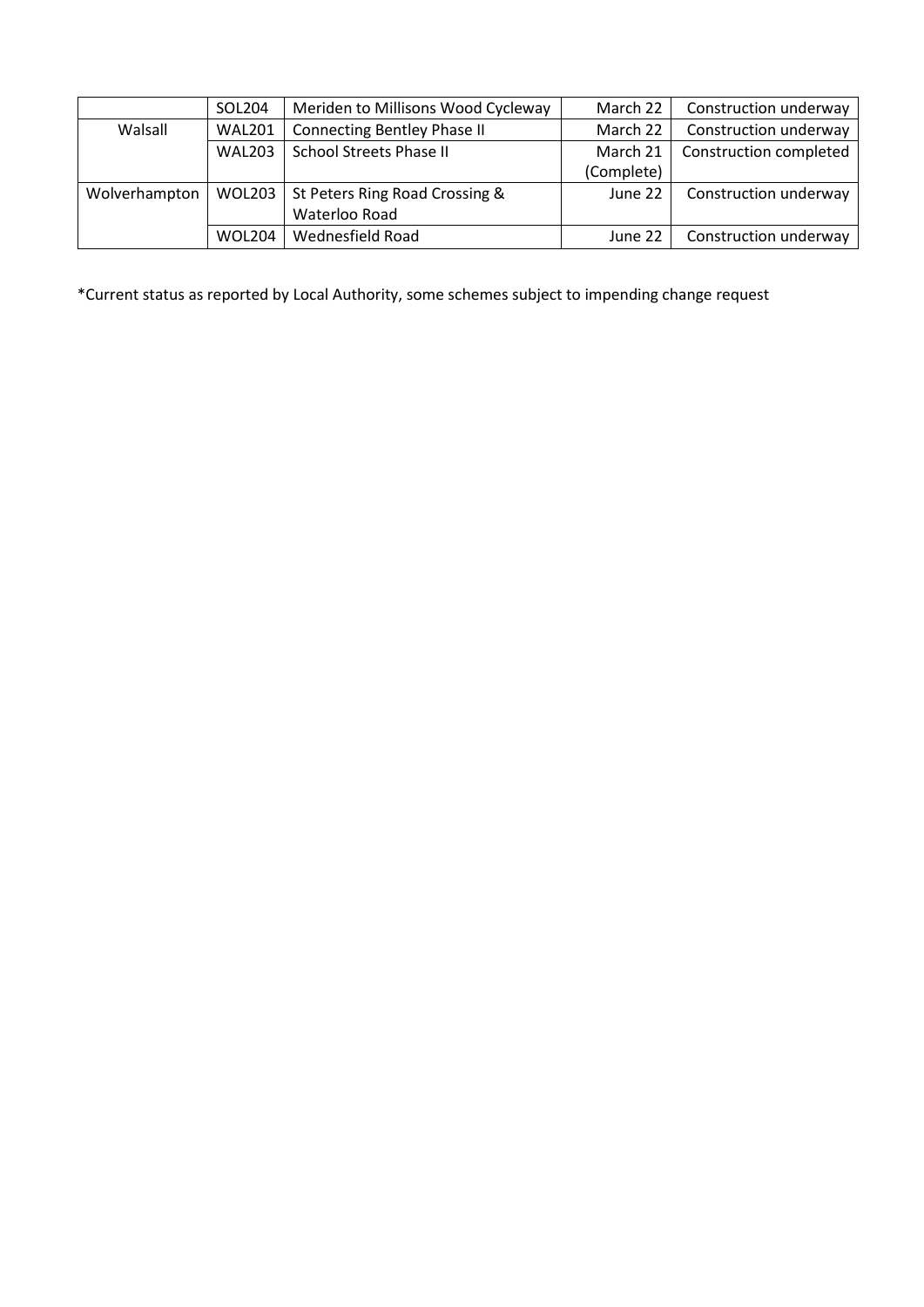| | | | | |
|---|---|---|---|---|
| | SOL204 | Meriden to Millisons Wood Cycleway | March 22 | Construction underway |
| Walsall | WAL201 | Connecting Bentley Phase II | March 22 | Construction underway |
| | WAL203 | School Streets Phase II | March 21 (Complete) | Construction completed |
| Wolverhampton | WOL203 | St Peters Ring Road Crossing & Waterloo Road | June 22 | Construction underway |
| | WOL204 | Wednesfield Road | June 22 | Construction underway |

*Current status as reported by Local Authority, some schemes subject to impending change request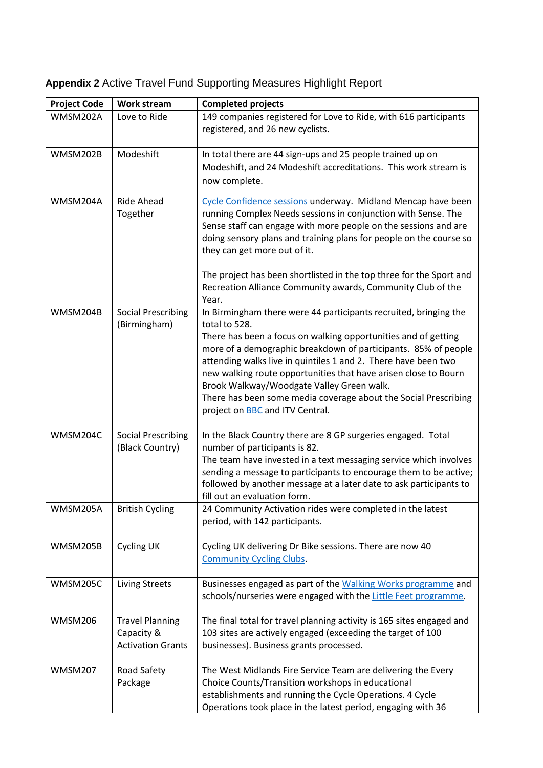**Appendix 2** Active Travel Fund Supporting Measures Highlight Report

| Project Code | Work stream | Completed projects |
|---|---|---|
| WMSM202A | Love to Ride | 149 companies registered for Love to Ride, with 616 participants registered, and 26 new cyclists. |
| WMSM202B | Modeshift | In total there are 44 sign-ups and 25 people trained up on Modeshift, and 24 Modeshift accreditations. This work stream is now complete. |
| WMSM204A | Ride Ahead Together | Cycle Confidence sessions underway. Midland Mencap have been running Complex Needs sessions in conjunction with Sense. The Sense staff can engage with more people on the sessions and are doing sensory plans and training plans for people on the course so they can get more out of it.<br><br>The project has been shortlisted in the top three for the Sport and Recreation Alliance Community awards, Community Club of the Year. |
| WMSM204B | Social Prescribing (Birmingham) | In Birmingham there were 44 participants recruited, bringing the total to 528.<br>There has been a focus on walking opportunities and of getting more of a demographic breakdown of participants. 85% of people attending walks live in quintiles 1 and 2. There have been two new walking route opportunities that have arisen close to Bourn Brook Walkway/Woodgate Valley Green walk.<br>There has been some media coverage about the Social Prescribing project on BBC and ITV Central. |
| WMSM204C | Social Prescribing (Black Country) | In the Black Country there are 8 GP surgeries engaged. Total number of participants is 82.<br>The team have invested in a text messaging service which involves sending a message to participants to encourage them to be active; followed by another message at a later date to ask participants to fill out an evaluation form. |
| WMSM205A | British Cycling | 24 Community Activation rides were completed in the latest period, with 142 participants. |
| WMSM205B | Cycling UK | Cycling UK delivering Dr Bike sessions. There are now 40 Community Cycling Clubs. |
| WMSM205C | Living Streets | Businesses engaged as part of the Walking Works programme and schools/nurseries were engaged with the Little Feet programme. |
| WMSM206 | Travel Planning Capacity & Activation Grants | The final total for travel planning activity is 165 sites engaged and 103 sites are actively engaged (exceeding the target of 100 businesses). Business grants processed. |
| WMSM207 | Road Safety Package | The West Midlands Fire Service Team are delivering the Every Choice Counts/Transition workshops in educational establishments and running the Cycle Operations. 4 Cycle Operations took place in the latest period, engaging with 36 |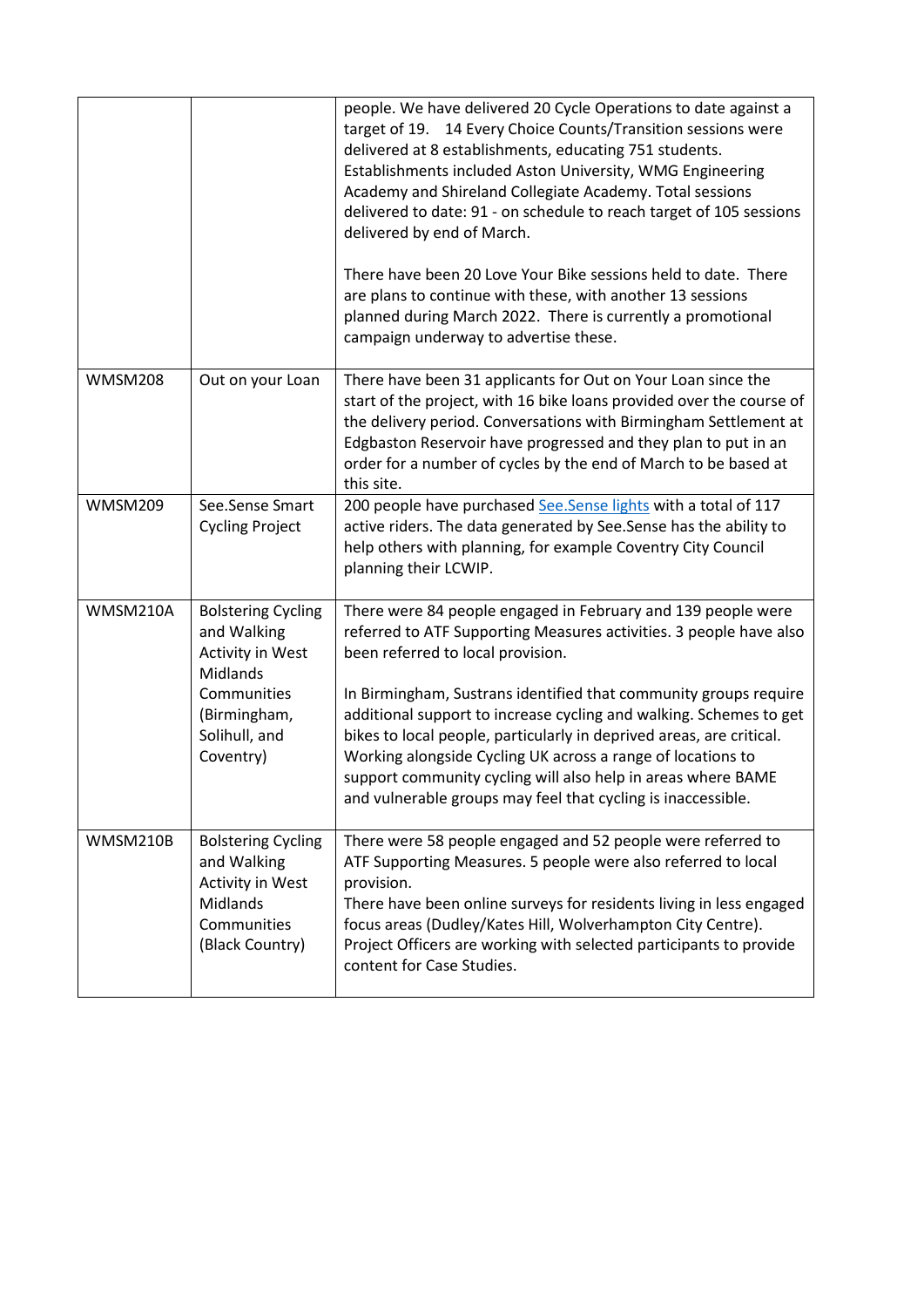|  |  |  |
|---|---|---|
|  |  | people. We have delivered 20 Cycle Operations to date against a target of 19. 14 Every Choice Counts/Transition sessions were delivered at 8 establishments, educating 751 students. Establishments included Aston University, WMG Engineering Academy and Shireland Collegiate Academy. Total sessions delivered to date: 91 - on schedule to reach target of 105 sessions delivered by end of March.<br><br>There have been 20 Love Your Bike sessions held to date. There are plans to continue with these, with another 13 sessions planned during March 2022. There is currently a promotional campaign underway to advertise these. |
| WMSM208 | Out on your Loan | There have been 31 applicants for Out on Your Loan since the start of the project, with 16 bike loans provided over the course of the delivery period. Conversations with Birmingham Settlement at Edgbaston Reservoir have progressed and they plan to put in an order for a number of cycles by the end of March to be based at this site. |
| WMSM209 | See.Sense Smart Cycling Project | 200 people have purchased See.Sense lights with a total of 117 active riders. The data generated by See.Sense has the ability to help others with planning, for example Coventry City Council planning their LCWIP. |
| WMSM210A | Bolstering Cycling and Walking Activity in West Midlands Communities (Birmingham, Solihull, and Coventry) | There were 84 people engaged in February and 139 people were referred to ATF Supporting Measures activities. 3 people have also been referred to local provision.<br><br>In Birmingham, Sustrans identified that community groups require additional support to increase cycling and walking. Schemes to get bikes to local people, particularly in deprived areas, are critical. Working alongside Cycling UK across a range of locations to support community cycling will also help in areas where BAME and vulnerable groups may feel that cycling is inaccessible. |
| WMSM210B | Bolstering Cycling and Walking Activity in West Midlands Communities (Black Country) | There were 58 people engaged and 52 people were referred to ATF Supporting Measures. 5 people were also referred to local provision.<br>There have been online surveys for residents living in less engaged focus areas (Dudley/Kates Hill, Wolverhampton City Centre). Project Officers are working with selected participants to provide content for Case Studies. |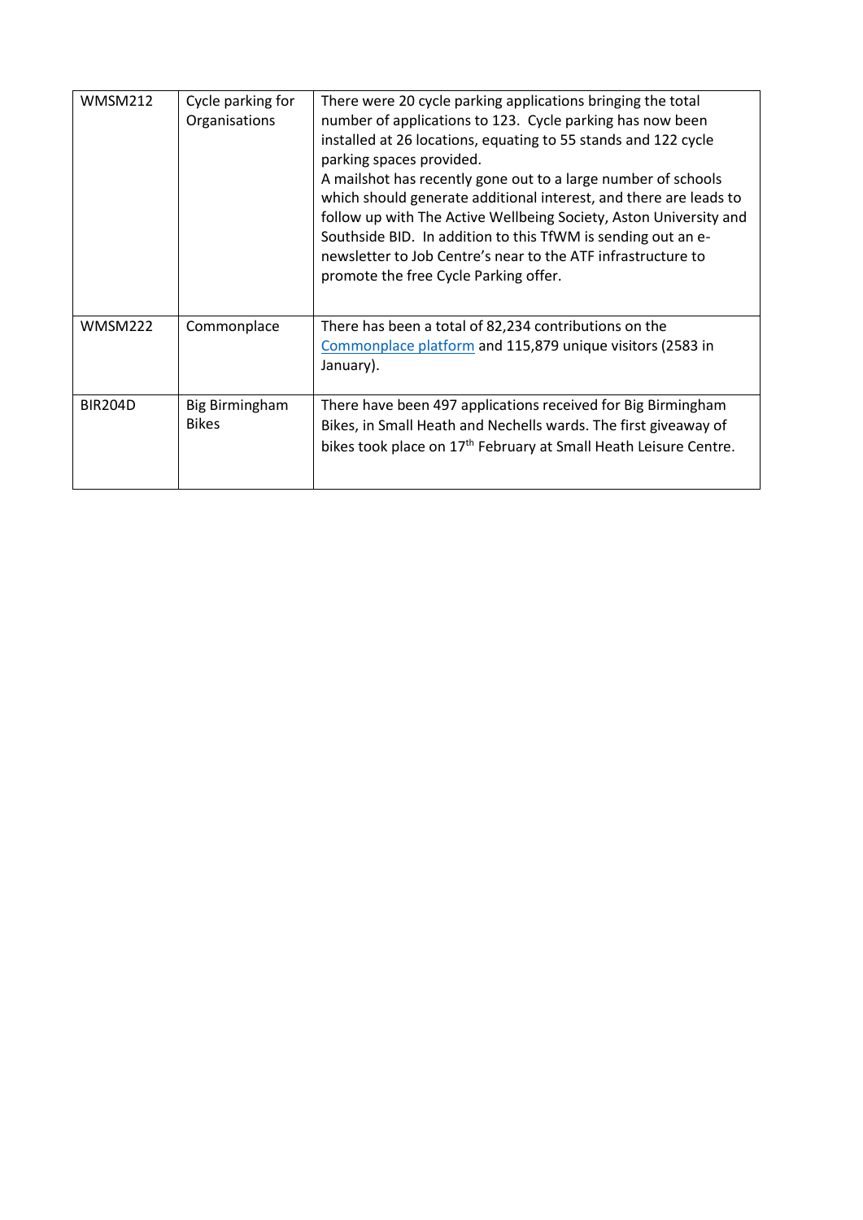| | | |
|---|---|---|
| WMSM212 | Cycle parking for Organisations | There were 20 cycle parking applications bringing the total number of applications to 123. Cycle parking has now been installed at 26 locations, equating to 55 stands and 122 cycle parking spaces provided.<br>A mailshot has recently gone out to a large number of schools which should generate additional interest, and there are leads to follow up with The Active Wellbeing Society, Aston University and Southside BID. In addition to this TfWM is sending out an e-newsletter to Job Centre's near to the ATF infrastructure to promote the free Cycle Parking offer. |
| WMSM222 | Commonplace | There has been a total of 82,234 contributions on the Commonplace platform and 115,879 unique visitors (2583 in January). |
| BIR204D | Big Birmingham Bikes | There have been 497 applications received for Big Birmingham Bikes, in Small Heath and Nechells wards. The first giveaway of bikes took place on 17th February at Small Heath Leisure Centre. |